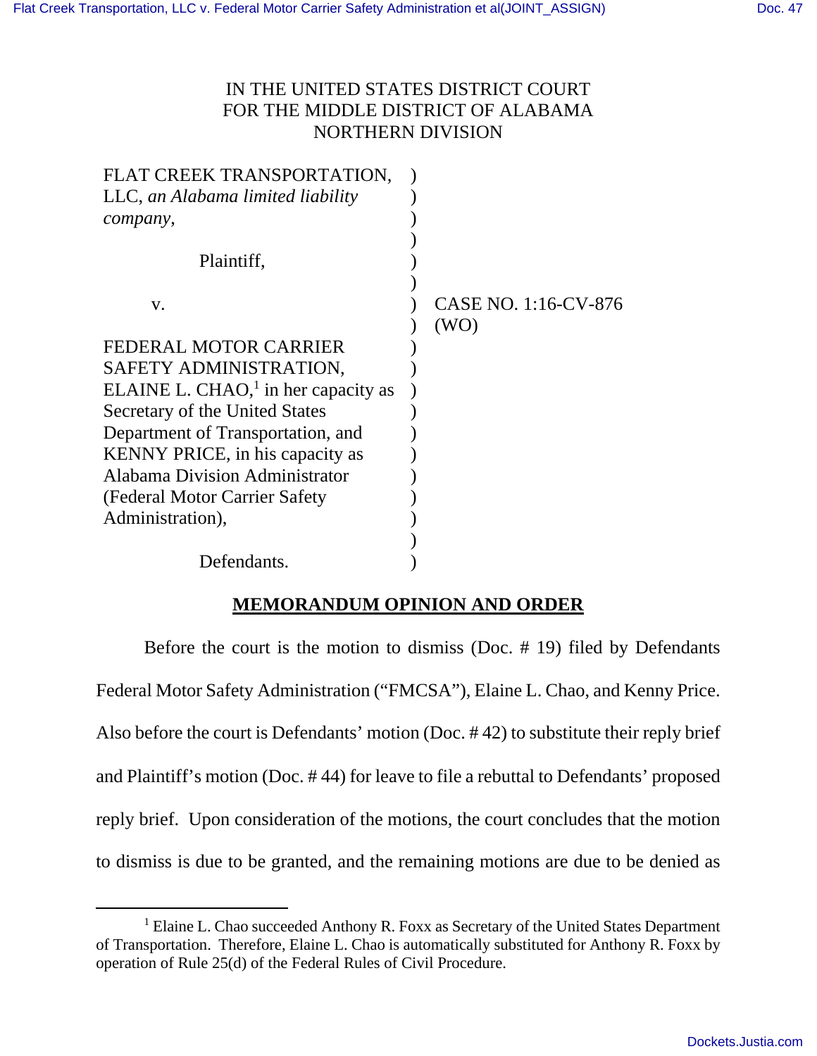IN THE UNITED STATES DISTRICT COURT
FOR THE MIDDLE DISTRICT OF ALABAMA
NORTHERN DIVISION

| | | |
|---|---|---|
| FLAT CREEK TRANSPORTATION, LLC, *an Alabama limited liability company*, | ) | |
| Plaintiff, | ) | |
| v. | ) | CASE NO. 1:16-CV-876 (WO) |
| FEDERAL MOTOR CARRIER SAFETY ADMINISTRATION, ELAINE L. CHAO,[1] in her capacity as Secretary of the United States Department of Transportation, and KENNY PRICE, in his capacity as Alabama Division Administrator (Federal Motor Carrier Safety Administration), | ) | |
| Defendants. | ) | |

## MEMORANDUM OPINION AND ORDER

Before the court is the motion to dismiss (Doc. # 19) filed by Defendants Federal Motor Safety Administration ("FMCSA"), Elaine L. Chao, and Kenny Price. Also before the court is Defendants' motion (Doc. # 42) to substitute their reply brief and Plaintiff's motion (Doc. # 44) for leave to file a rebuttal to Defendants' proposed reply brief. Upon consideration of the motions, the court concludes that the motion to dismiss is due to be granted, and the remaining motions are due to be denied as

[1] Elaine L. Chao succeeded Anthony R. Foxx as Secretary of the United States Department of Transportation. Therefore, Elaine L. Chao is automatically substituted for Anthony R. Foxx by operation of Rule 25(d) of the Federal Rules of Civil Procedure.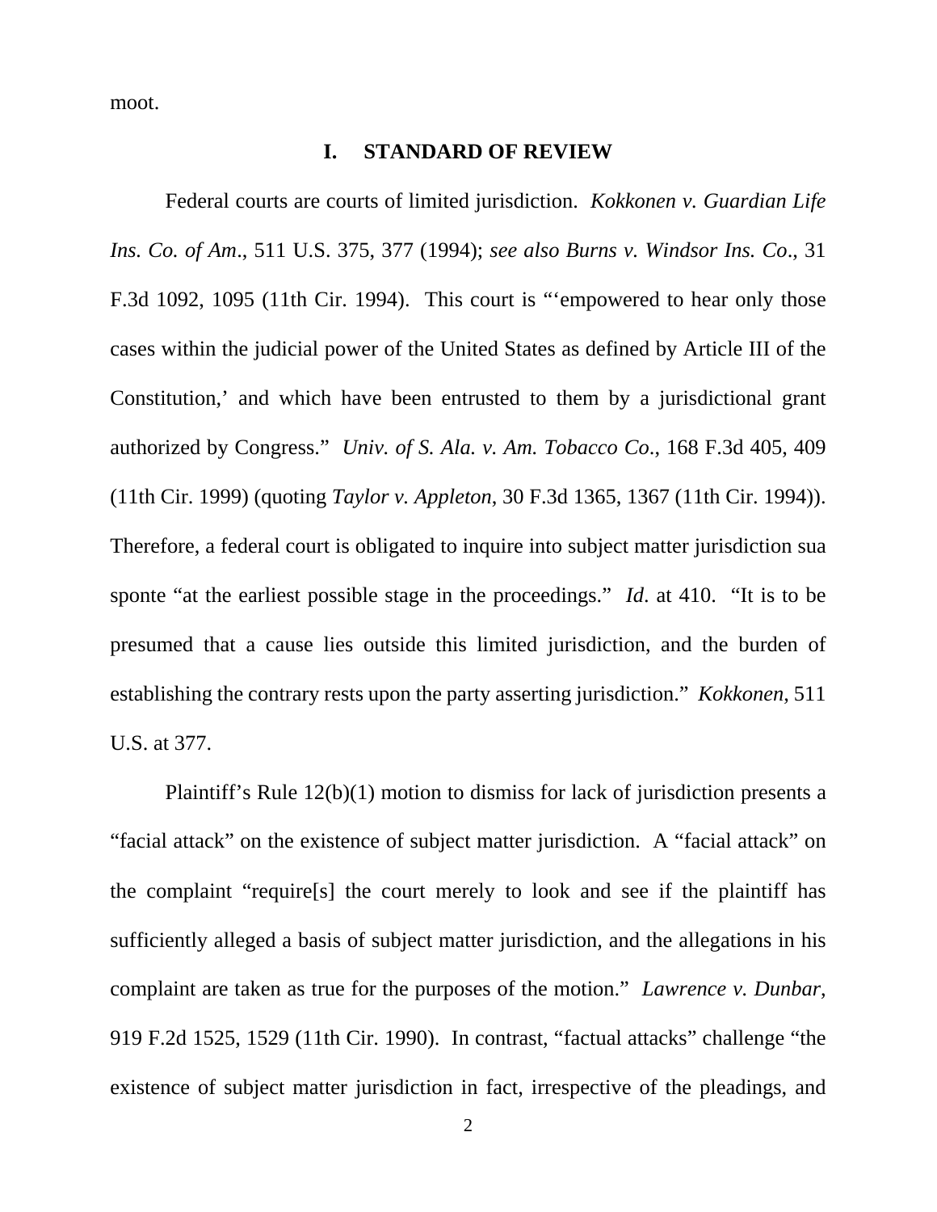moot.

## I. STANDARD OF REVIEW

Federal courts are courts of limited jurisdiction. *Kokkonen v. Guardian Life Ins. Co. of Am*., 511 U.S. 375, 377 (1994); *see also Burns v. Windsor Ins. Co*., 31 F.3d 1092, 1095 (11th Cir. 1994). This court is "'empowered to hear only those cases within the judicial power of the United States as defined by Article III of the Constitution,' and which have been entrusted to them by a jurisdictional grant authorized by Congress." *Univ. of S. Ala. v. Am. Tobacco Co*., 168 F.3d 405, 409 (11th Cir. 1999) (quoting *Taylor v. Appleton*, 30 F.3d 1365, 1367 (11th Cir. 1994)). Therefore, a federal court is obligated to inquire into subject matter jurisdiction sua sponte "at the earliest possible stage in the proceedings." *Id*. at 410. "It is to be presumed that a cause lies outside this limited jurisdiction, and the burden of establishing the contrary rests upon the party asserting jurisdiction." *Kokkonen*, 511 U.S. at 377.

Plaintiff's Rule 12(b)(1) motion to dismiss for lack of jurisdiction presents a "facial attack" on the existence of subject matter jurisdiction. A "facial attack" on the complaint "require[s] the court merely to look and see if the plaintiff has sufficiently alleged a basis of subject matter jurisdiction, and the allegations in his complaint are taken as true for the purposes of the motion." *Lawrence v. Dunbar*, 919 F.2d 1525, 1529 (11th Cir. 1990). In contrast, "factual attacks" challenge "the existence of subject matter jurisdiction in fact, irrespective of the pleadings, and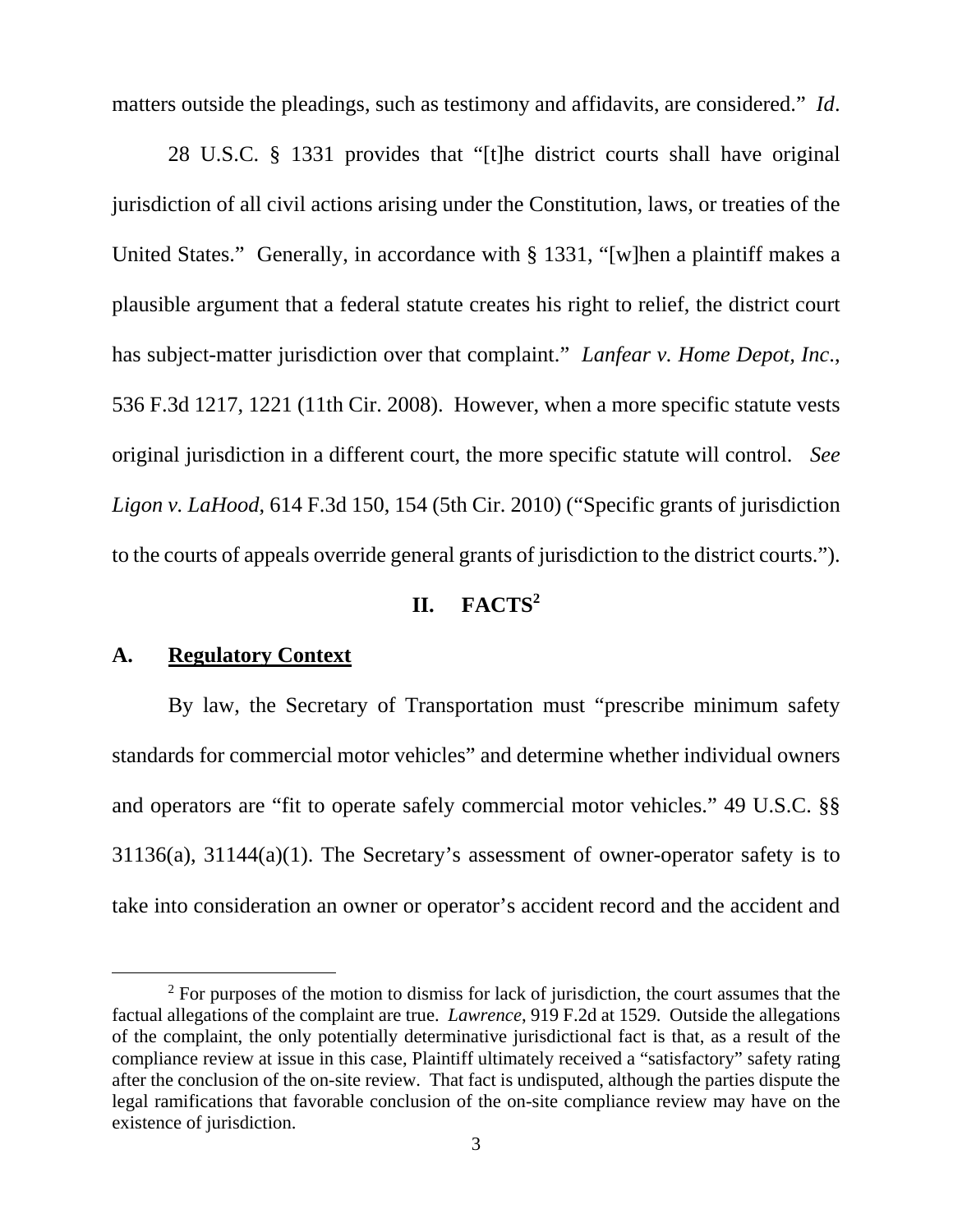matters outside the pleadings, such as testimony and affidavits, are considered." *Id*.

28 U.S.C. § 1331 provides that "[t]he district courts shall have original jurisdiction of all civil actions arising under the Constitution, laws, or treaties of the United States." Generally, in accordance with § 1331, "[w]hen a plaintiff makes a plausible argument that a federal statute creates his right to relief, the district court has subject-matter jurisdiction over that complaint." *Lanfear v. Home Depot, Inc.*, 536 F.3d 1217, 1221 (11th Cir. 2008). However, when a more specific statute vests original jurisdiction in a different court, the more specific statute will control. *See Ligon v. LaHood*, 614 F.3d 150, 154 (5th Cir. 2010) ("Specific grants of jurisdiction to the courts of appeals override general grants of jurisdiction to the district courts.").

## II. FACTS[2]

### A. Regulatory Context

By law, the Secretary of Transportation must "prescribe minimum safety standards for commercial motor vehicles" and determine whether individual owners and operators are "fit to operate safely commercial motor vehicles." 49 U.S.C. §§ 31136(a), 31144(a)(1). The Secretary's assessment of owner-operator safety is to take into consideration an owner or operator's accident record and the accident and

[2] For purposes of the motion to dismiss for lack of jurisdiction, the court assumes that the factual allegations of the complaint are true. *Lawrence*, 919 F.2d at 1529. Outside the allegations of the complaint, the only potentially determinative jurisdictional fact is that, as a result of the compliance review at issue in this case, Plaintiff ultimately received a "satisfactory" safety rating after the conclusion of the on-site review. That fact is undisputed, although the parties dispute the legal ramifications that favorable conclusion of the on-site compliance review may have on the existence of jurisdiction.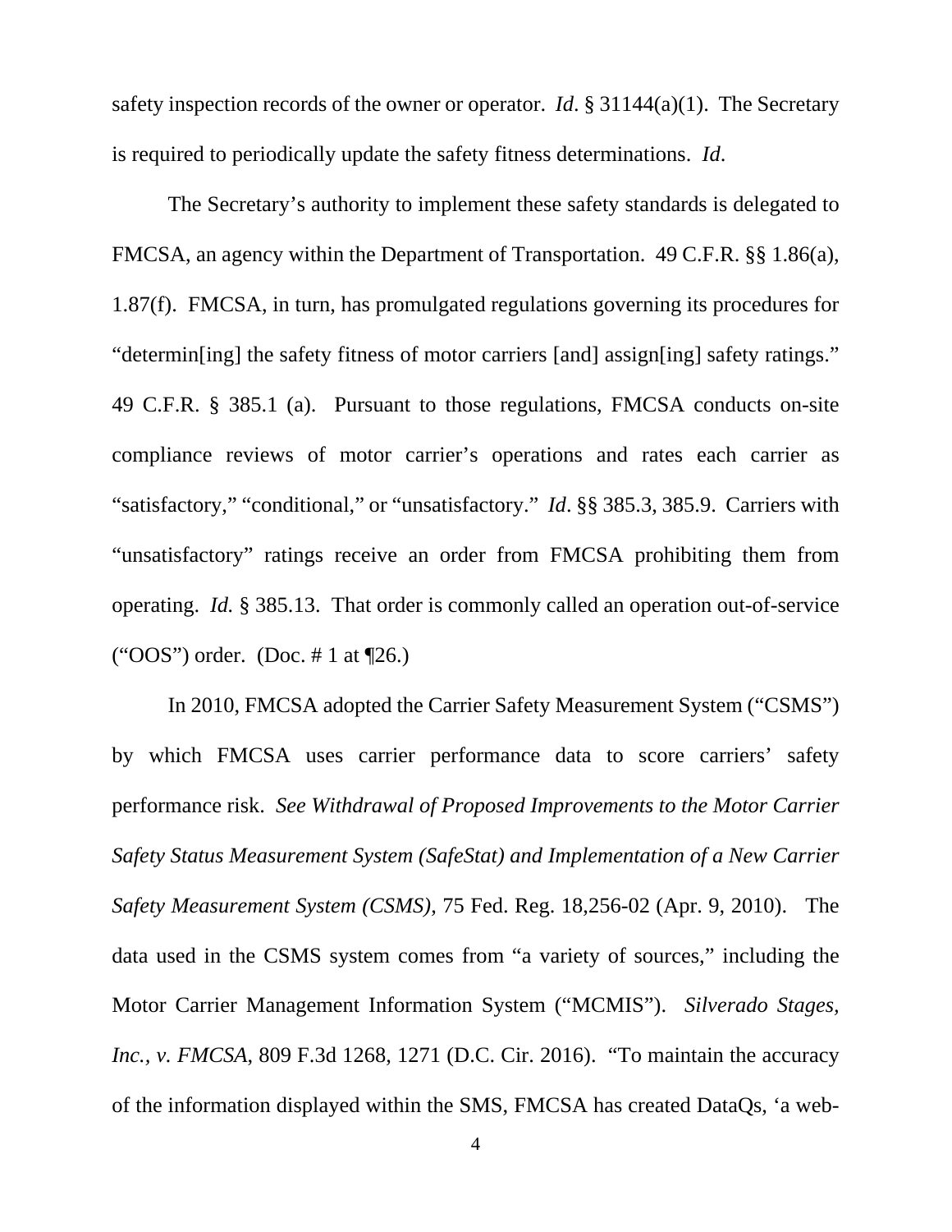safety inspection records of the owner or operator. *Id*. § 31144(a)(1). The Secretary is required to periodically update the safety fitness determinations. *Id*.

The Secretary's authority to implement these safety standards is delegated to FMCSA, an agency within the Department of Transportation. 49 C.F.R. §§ 1.86(a), 1.87(f). FMCSA, in turn, has promulgated regulations governing its procedures for "determin[ing] the safety fitness of motor carriers [and] assign[ing] safety ratings." 49 C.F.R. § 385.1 (a). Pursuant to those regulations, FMCSA conducts on-site compliance reviews of motor carrier's operations and rates each carrier as "satisfactory," "conditional," or "unsatisfactory." *Id*. §§ 385.3, 385.9. Carriers with "unsatisfactory" ratings receive an order from FMCSA prohibiting them from operating. *Id.* § 385.13. That order is commonly called an operation out-of-service ("OOS") order. (Doc. # 1 at ¶26.)

In 2010, FMCSA adopted the Carrier Safety Measurement System ("CSMS") by which FMCSA uses carrier performance data to score carriers' safety performance risk. *See Withdrawal of Proposed Improvements to the Motor Carrier Safety Status Measurement System (SafeStat) and Implementation of a New Carrier Safety Measurement System (CSMS)*, 75 Fed. Reg. 18,256-02 (Apr. 9, 2010). The data used in the CSMS system comes from "a variety of sources," including the Motor Carrier Management Information System ("MCMIS"). *Silverado Stages, Inc., v. FMCSA*, 809 F.3d 1268, 1271 (D.C. Cir. 2016). "To maintain the accuracy of the information displayed within the SMS, FMCSA has created DataQs, 'a web-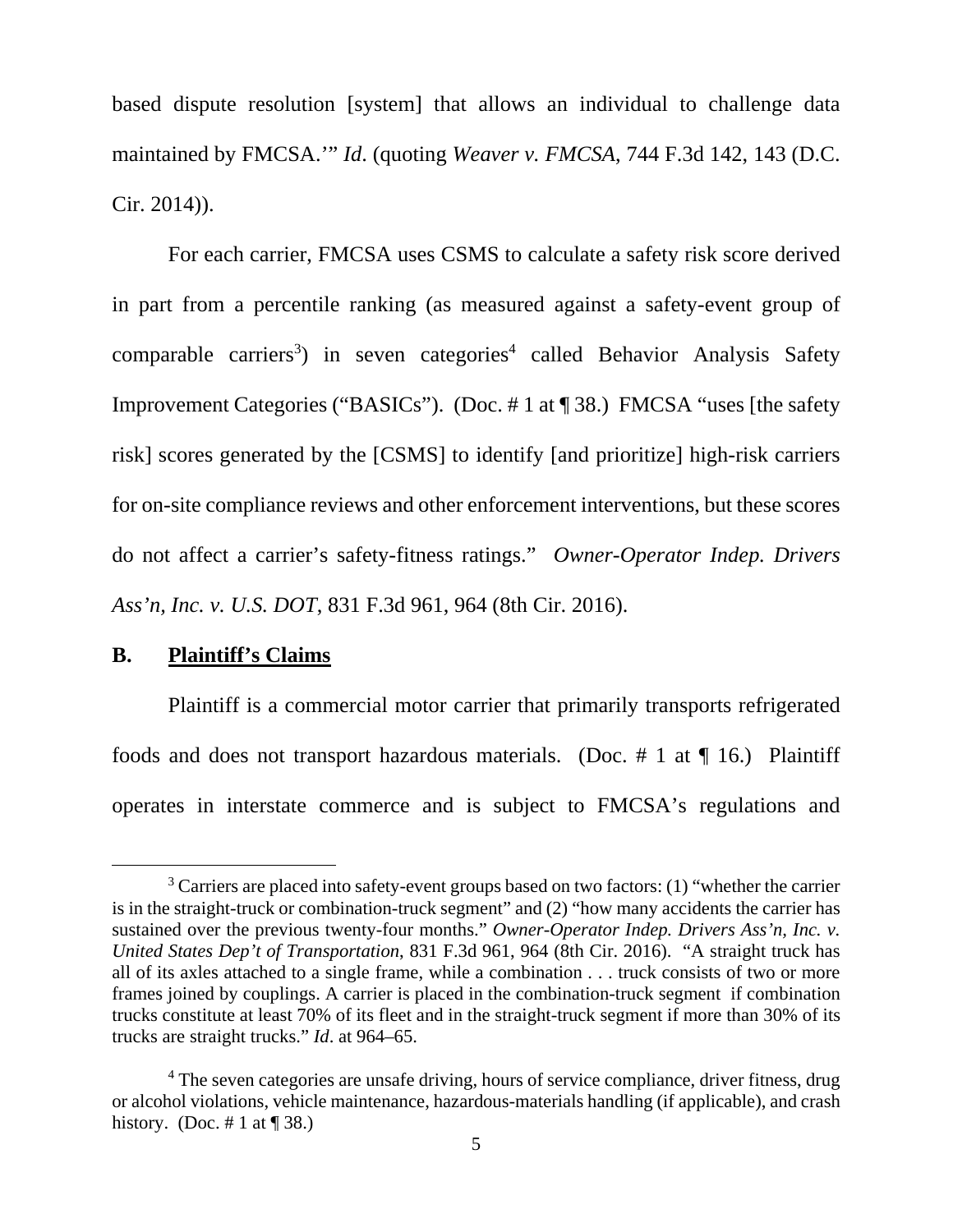based dispute resolution [system] that allows an individual to challenge data maintained by FMCSA.'" *Id*. (quoting *Weaver v. FMCSA*, 744 F.3d 142, 143 (D.C. Cir. 2014)).

For each carrier, FMCSA uses CSMS to calculate a safety risk score derived in part from a percentile ranking (as measured against a safety-event group of comparable carriers[3]) in seven categories[4] called Behavior Analysis Safety Improvement Categories ("BASICs"). (Doc. # 1 at ¶ 38.) FMCSA "uses [the safety risk] scores generated by the [CSMS] to identify [and prioritize] high-risk carriers for on-site compliance reviews and other enforcement interventions, but these scores do not affect a carrier's safety-fitness ratings." *Owner-Operator Indep. Drivers Ass'n, Inc. v. U.S. DOT*, 831 F.3d 961, 964 (8th Cir. 2016).

## B. Plaintiff's Claims

Plaintiff is a commercial motor carrier that primarily transports refrigerated foods and does not transport hazardous materials. (Doc. # 1 at ¶ 16.) Plaintiff operates in interstate commerce and is subject to FMCSA's regulations and

---

[3] Carriers are placed into safety-event groups based on two factors: (1) "whether the carrier is in the straight-truck or combination-truck segment" and (2) "how many accidents the carrier has sustained over the previous twenty-four months." *Owner-Operator Indep. Drivers Ass'n, Inc. v. United States Dep't of Transportation*, 831 F.3d 961, 964 (8th Cir. 2016). "A straight truck has all of its axles attached to a single frame, while a combination . . . truck consists of two or more frames joined by couplings. A carrier is placed in the combination-truck segment if combination trucks constitute at least 70% of its fleet and in the straight-truck segment if more than 30% of its trucks are straight trucks." *Id*. at 964–65.

[4] The seven categories are unsafe driving, hours of service compliance, driver fitness, drug or alcohol violations, vehicle maintenance, hazardous-materials handling (if applicable), and crash history. (Doc. # 1 at ¶ 38.)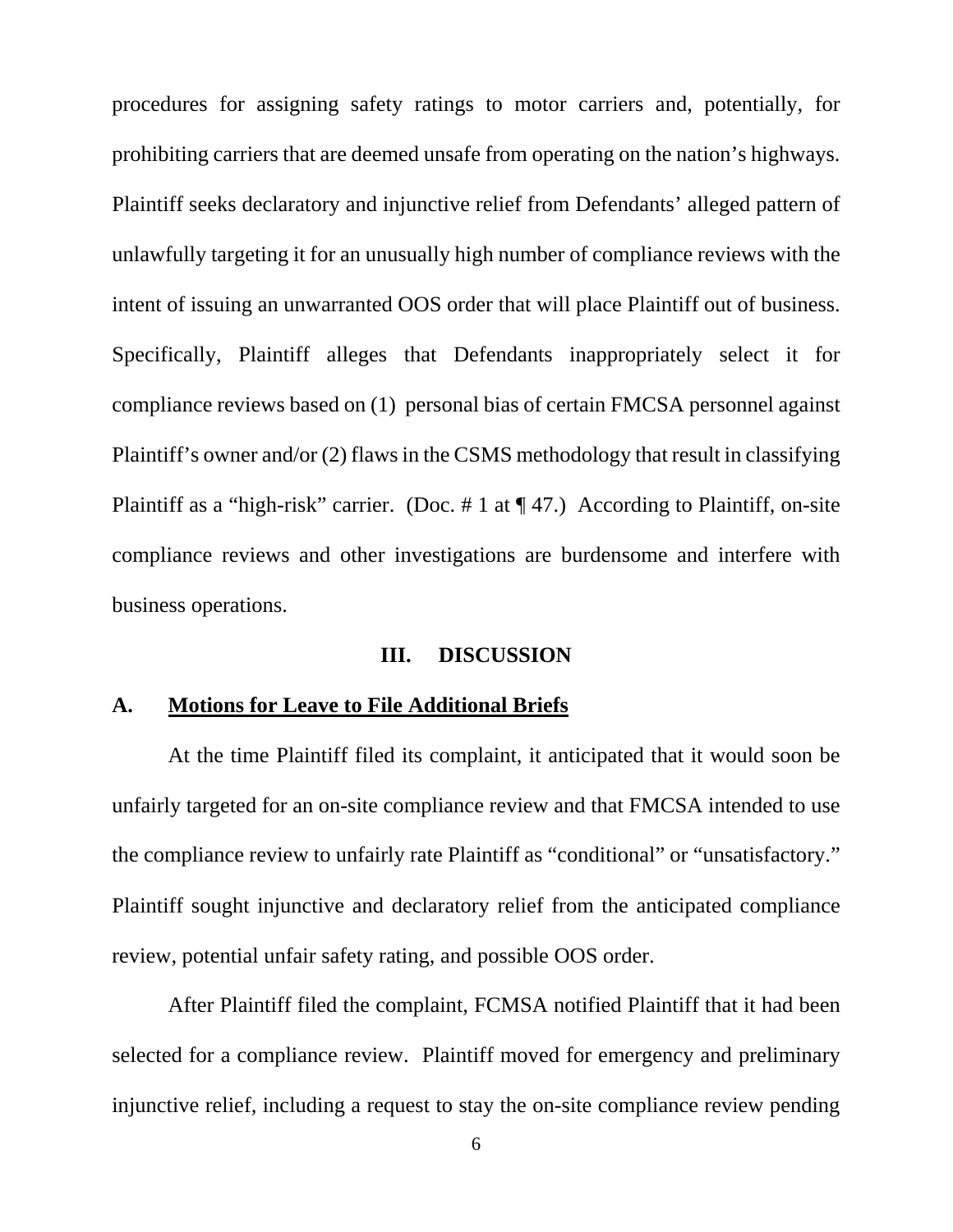procedures for assigning safety ratings to motor carriers and, potentially, for prohibiting carriers that are deemed unsafe from operating on the nation's highways. Plaintiff seeks declaratory and injunctive relief from Defendants' alleged pattern of unlawfully targeting it for an unusually high number of compliance reviews with the intent of issuing an unwarranted OOS order that will place Plaintiff out of business. Specifically, Plaintiff alleges that Defendants inappropriately select it for compliance reviews based on (1) personal bias of certain FMCSA personnel against Plaintiff's owner and/or (2) flaws in the CSMS methodology that result in classifying Plaintiff as a "high-risk" carrier. (Doc. # 1 at ¶ 47.) According to Plaintiff, on-site compliance reviews and other investigations are burdensome and interfere with business operations.

## III. DISCUSSION

### A. <u>Motions for Leave to File Additional Briefs</u>

At the time Plaintiff filed its complaint, it anticipated that it would soon be unfairly targeted for an on-site compliance review and that FMCSA intended to use the compliance review to unfairly rate Plaintiff as "conditional" or "unsatisfactory." Plaintiff sought injunctive and declaratory relief from the anticipated compliance review, potential unfair safety rating, and possible OOS order.

After Plaintiff filed the complaint, FCMSA notified Plaintiff that it had been selected for a compliance review. Plaintiff moved for emergency and preliminary injunctive relief, including a request to stay the on-site compliance review pending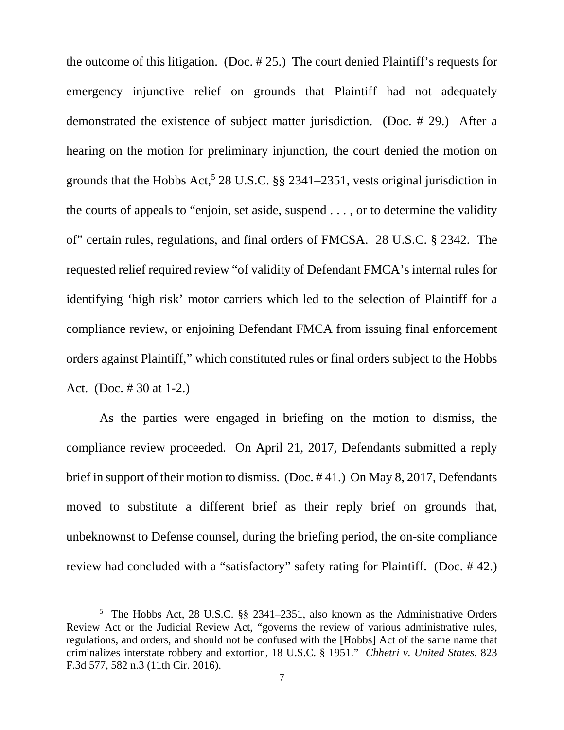the outcome of this litigation. (Doc. # 25.) The court denied Plaintiff's requests for emergency injunctive relief on grounds that Plaintiff had not adequately demonstrated the existence of subject matter jurisdiction. (Doc. # 29.) After a hearing on the motion for preliminary injunction, the court denied the motion on grounds that the Hobbs Act,[5] 28 U.S.C. §§ 2341–2351, vests original jurisdiction in the courts of appeals to "enjoin, set aside, suspend . . . , or to determine the validity of" certain rules, regulations, and final orders of FMCSA. 28 U.S.C. § 2342. The requested relief required review "of validity of Defendant FMCA's internal rules for identifying 'high risk' motor carriers which led to the selection of Plaintiff for a compliance review, or enjoining Defendant FMCA from issuing final enforcement orders against Plaintiff," which constituted rules or final orders subject to the Hobbs Act. (Doc. # 30 at 1-2.)

As the parties were engaged in briefing on the motion to dismiss, the compliance review proceeded. On April 21, 2017, Defendants submitted a reply brief in support of their motion to dismiss. (Doc. # 41.) On May 8, 2017, Defendants moved to substitute a different brief as their reply brief on grounds that, unbeknownst to Defense counsel, during the briefing period, the on-site compliance review had concluded with a "satisfactory" safety rating for Plaintiff. (Doc. # 42.)

---

[5] The Hobbs Act, 28 U.S.C. §§ 2341–2351, also known as the Administrative Orders Review Act or the Judicial Review Act, "governs the review of various administrative rules, regulations, and orders, and should not be confused with the [Hobbs] Act of the same name that criminalizes interstate robbery and extortion, 18 U.S.C. § 1951." *Chhetri v. United States*, 823 F.3d 577, 582 n.3 (11th Cir. 2016).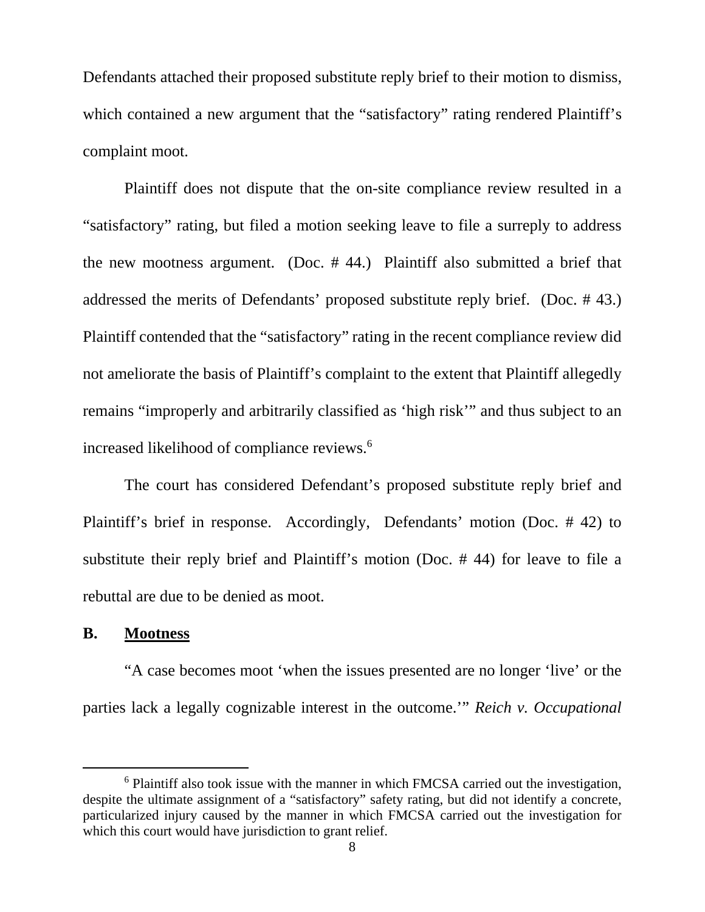Defendants attached their proposed substitute reply brief to their motion to dismiss, which contained a new argument that the "satisfactory" rating rendered Plaintiff's complaint moot.

Plaintiff does not dispute that the on-site compliance review resulted in a "satisfactory" rating, but filed a motion seeking leave to file a surreply to address the new mootness argument. (Doc. # 44.) Plaintiff also submitted a brief that addressed the merits of Defendants' proposed substitute reply brief. (Doc. # 43.) Plaintiff contended that the "satisfactory" rating in the recent compliance review did not ameliorate the basis of Plaintiff's complaint to the extent that Plaintiff allegedly remains "improperly and arbitrarily classified as 'high risk'" and thus subject to an increased likelihood of compliance reviews.[6]

The court has considered Defendant's proposed substitute reply brief and Plaintiff's brief in response. Accordingly, Defendants' motion (Doc. # 42) to substitute their reply brief and Plaintiff's motion (Doc. # 44) for leave to file a rebuttal are due to be denied as moot.

### B. <u>Mootness</u>

"A case becomes moot 'when the issues presented are no longer 'live' or the parties lack a legally cognizable interest in the outcome.'" *Reich v. Occupational*

---

[6] Plaintiff also took issue with the manner in which FMCSA carried out the investigation, despite the ultimate assignment of a "satisfactory" safety rating, but did not identify a concrete, particularized injury caused by the manner in which FMCSA carried out the investigation for which this court would have jurisdiction to grant relief.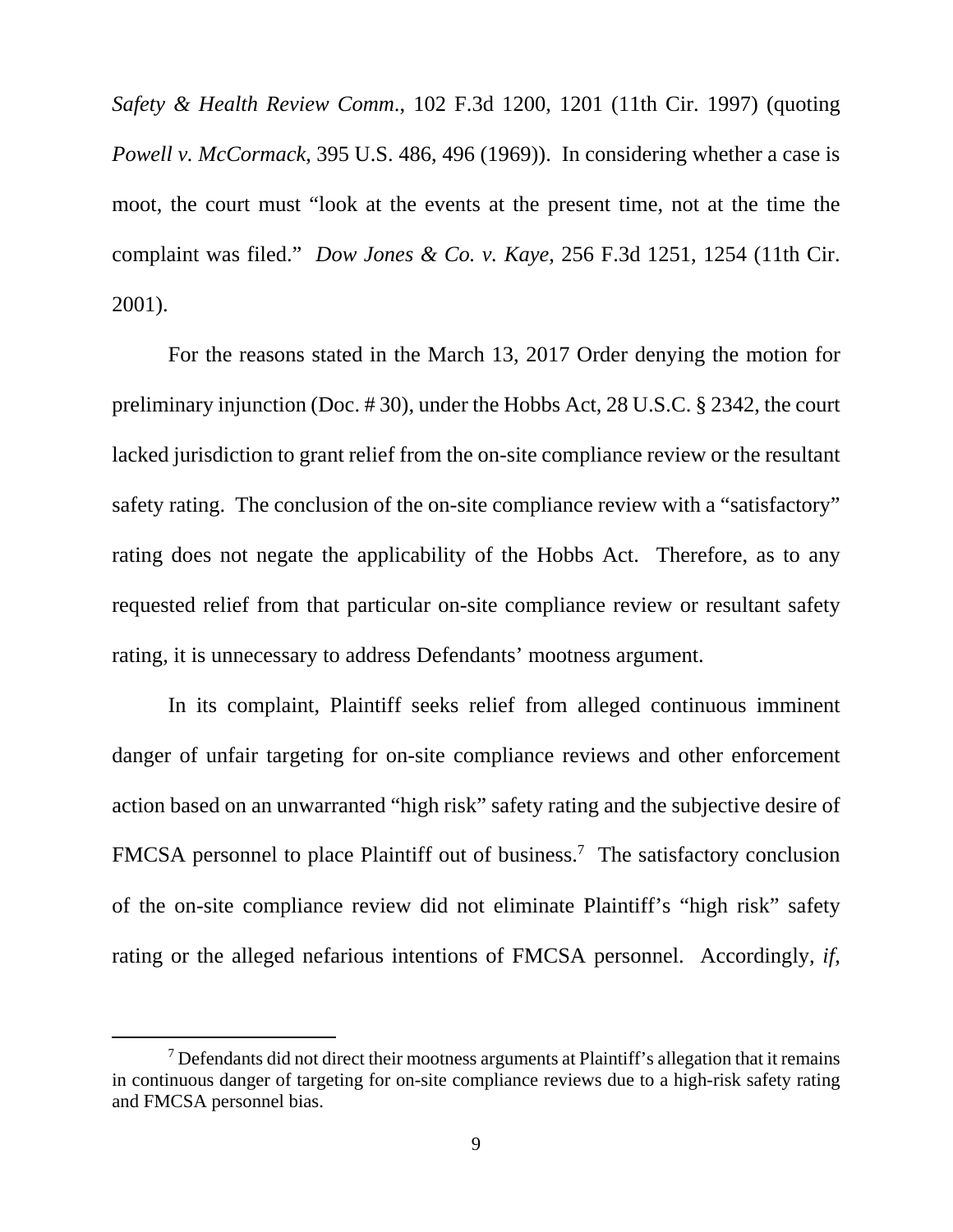*Safety & Health Review Comm.*, 102 F.3d 1200, 1201 (11th Cir. 1997) (quoting *Powell v. McCormack*, 395 U.S. 486, 496 (1969)). In considering whether a case is moot, the court must "look at the events at the present time, not at the time the complaint was filed." *Dow Jones & Co. v. Kaye*, 256 F.3d 1251, 1254 (11th Cir. 2001).

For the reasons stated in the March 13, 2017 Order denying the motion for preliminary injunction (Doc. # 30), under the Hobbs Act, 28 U.S.C. § 2342, the court lacked jurisdiction to grant relief from the on-site compliance review or the resultant safety rating. The conclusion of the on-site compliance review with a "satisfactory" rating does not negate the applicability of the Hobbs Act. Therefore, as to any requested relief from that particular on-site compliance review or resultant safety rating, it is unnecessary to address Defendants' mootness argument.

In its complaint, Plaintiff seeks relief from alleged continuous imminent danger of unfair targeting for on-site compliance reviews and other enforcement action based on an unwarranted "high risk" safety rating and the subjective desire of FMCSA personnel to place Plaintiff out of business.[7] The satisfactory conclusion of the on-site compliance review did not eliminate Plaintiff's "high risk" safety rating or the alleged nefarious intentions of FMCSA personnel. Accordingly, *if*,

[7] Defendants did not direct their mootness arguments at Plaintiff's allegation that it remains in continuous danger of targeting for on-site compliance reviews due to a high-risk safety rating and FMCSA personnel bias.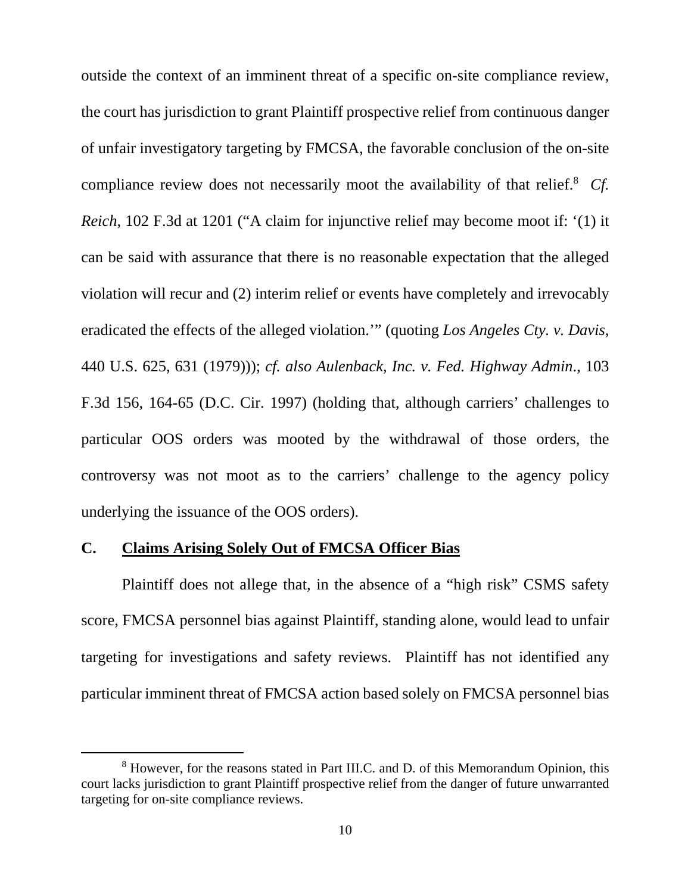outside the context of an imminent threat of a specific on-site compliance review, the court has jurisdiction to grant Plaintiff prospective relief from continuous danger of unfair investigatory targeting by FMCSA, the favorable conclusion of the on-site compliance review does not necessarily moot the availability of that relief.[8] *Cf. Reich*, 102 F.3d at 1201 ("A claim for injunctive relief may become moot if: '(1) it can be said with assurance that there is no reasonable expectation that the alleged violation will recur and (2) interim relief or events have completely and irrevocably eradicated the effects of the alleged violation.'" (quoting *Los Angeles Cty. v. Davis*, 440 U.S. 625, 631 (1979))); *cf. also Aulenback, Inc. v. Fed. Highway Admin*., 103 F.3d 156, 164-65 (D.C. Cir. 1997) (holding that, although carriers' challenges to particular OOS orders was mooted by the withdrawal of those orders, the controversy was not moot as to the carriers' challenge to the agency policy underlying the issuance of the OOS orders).

### C. Claims Arising Solely Out of FMCSA Officer Bias

Plaintiff does not allege that, in the absence of a "high risk" CSMS safety score, FMCSA personnel bias against Plaintiff, standing alone, would lead to unfair targeting for investigations and safety reviews. Plaintiff has not identified any particular imminent threat of FMCSA action based solely on FMCSA personnel bias

[8] However, for the reasons stated in Part III.C. and D. of this Memorandum Opinion, this court lacks jurisdiction to grant Plaintiff prospective relief from the danger of future unwarranted targeting for on-site compliance reviews.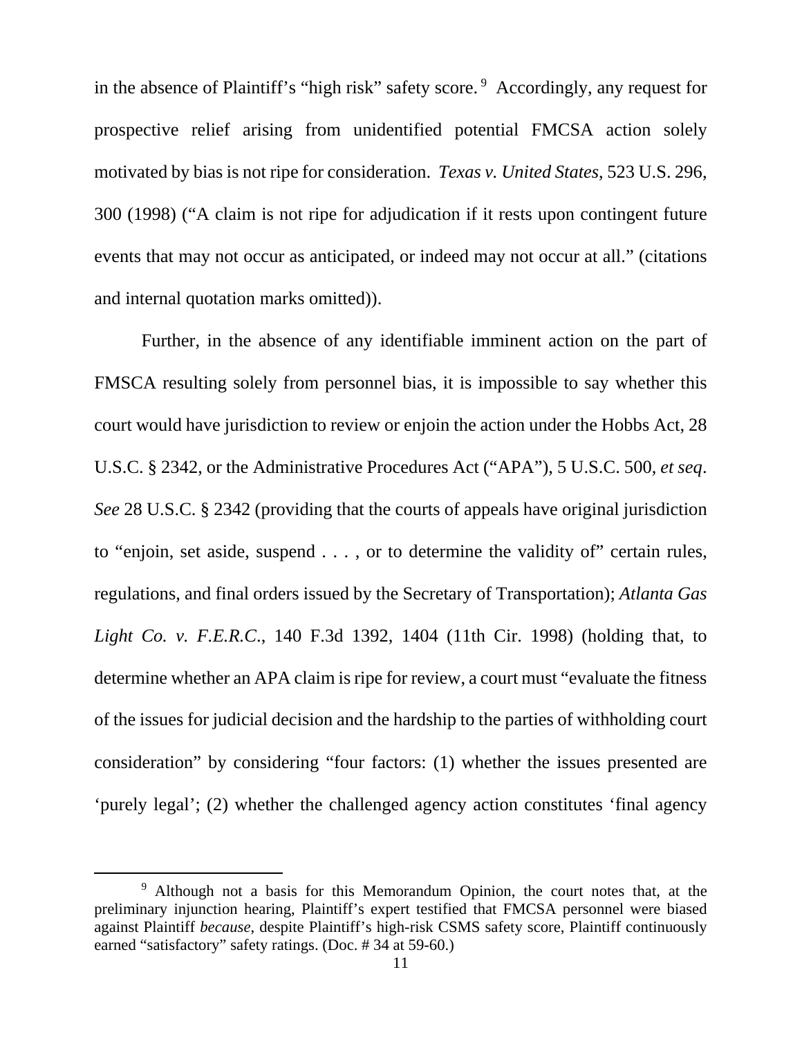in the absence of Plaintiff's "high risk" safety score.[9] Accordingly, any request for prospective relief arising from unidentified potential FMCSA action solely motivated by bias is not ripe for consideration. *Texas v. United States*, 523 U.S. 296, 300 (1998) ("A claim is not ripe for adjudication if it rests upon contingent future events that may not occur as anticipated, or indeed may not occur at all." (citations and internal quotation marks omitted)).

Further, in the absence of any identifiable imminent action on the part of FMSCA resulting solely from personnel bias, it is impossible to say whether this court would have jurisdiction to review or enjoin the action under the Hobbs Act, 28 U.S.C. § 2342, or the Administrative Procedures Act ("APA"), 5 U.S.C. 500, *et seq*. *See* 28 U.S.C. § 2342 (providing that the courts of appeals have original jurisdiction to "enjoin, set aside, suspend . . . , or to determine the validity of" certain rules, regulations, and final orders issued by the Secretary of Transportation); *Atlanta Gas Light Co. v. F.E.R.C.*, 140 F.3d 1392, 1404 (11th Cir. 1998) (holding that, to determine whether an APA claim is ripe for review, a court must "evaluate the fitness of the issues for judicial decision and the hardship to the parties of withholding court consideration" by considering "four factors: (1) whether the issues presented are 'purely legal'; (2) whether the challenged agency action constitutes 'final agency

---

[9] Although not a basis for this Memorandum Opinion, the court notes that, at the preliminary injunction hearing, Plaintiff's expert testified that FMCSA personnel were biased against Plaintiff *because*, despite Plaintiff's high-risk CSMS safety score, Plaintiff continuously earned "satisfactory" safety ratings. (Doc. # 34 at 59-60.)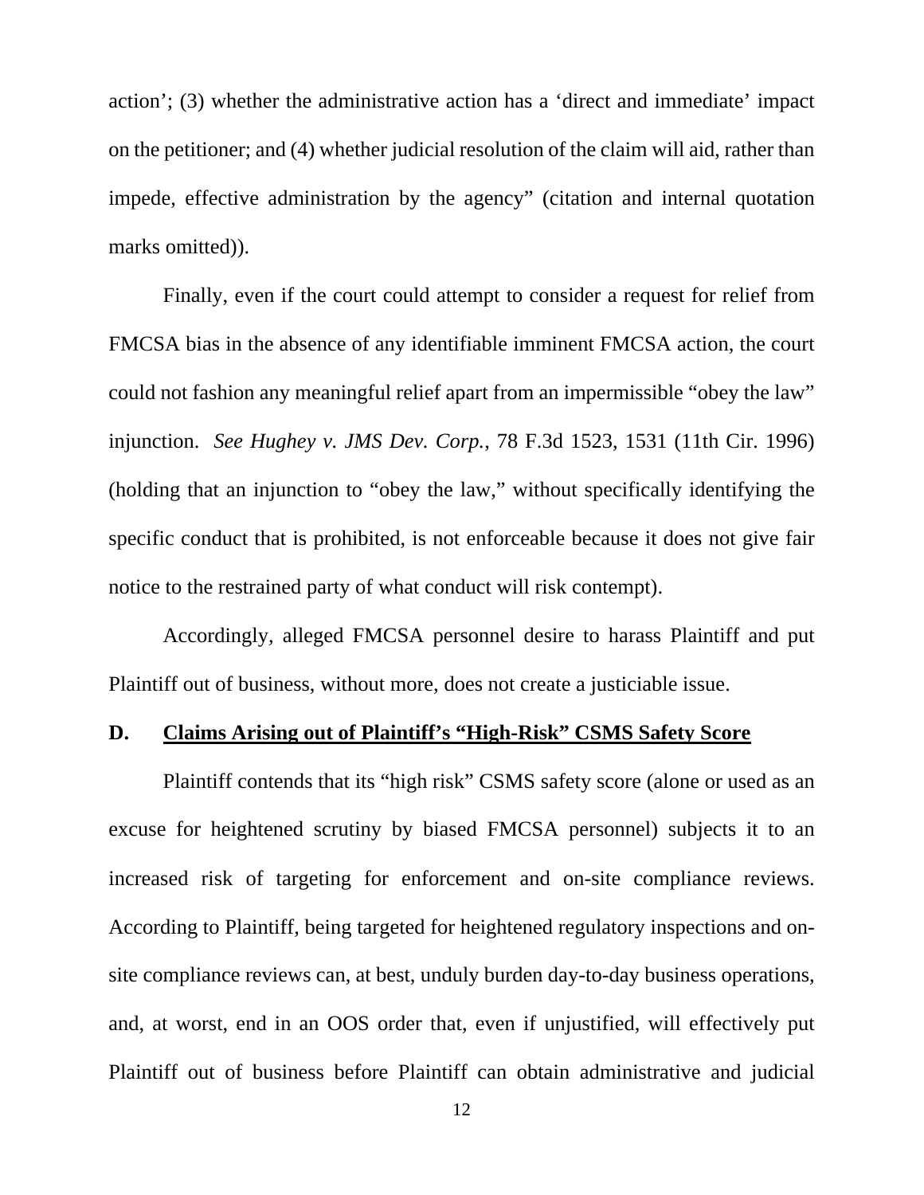action'; (3) whether the administrative action has a 'direct and immediate' impact on the petitioner; and (4) whether judicial resolution of the claim will aid, rather than impede, effective administration by the agency" (citation and internal quotation marks omitted)).

Finally, even if the court could attempt to consider a request for relief from FMCSA bias in the absence of any identifiable imminent FMCSA action, the court could not fashion any meaningful relief apart from an impermissible "obey the law" injunction. *See Hughey v. JMS Dev. Corp.*, 78 F.3d 1523, 1531 (11th Cir. 1996) (holding that an injunction to "obey the law," without specifically identifying the specific conduct that is prohibited, is not enforceable because it does not give fair notice to the restrained party of what conduct will risk contempt).

Accordingly, alleged FMCSA personnel desire to harass Plaintiff and put Plaintiff out of business, without more, does not create a justiciable issue.

### D. Claims Arising out of Plaintiff's "High-Risk" CSMS Safety Score

Plaintiff contends that its "high risk" CSMS safety score (alone or used as an excuse for heightened scrutiny by biased FMCSA personnel) subjects it to an increased risk of targeting for enforcement and on-site compliance reviews. According to Plaintiff, being targeted for heightened regulatory inspections and on-site compliance reviews can, at best, unduly burden day-to-day business operations, and, at worst, end in an OOS order that, even if unjustified, will effectively put Plaintiff out of business before Plaintiff can obtain administrative and judicial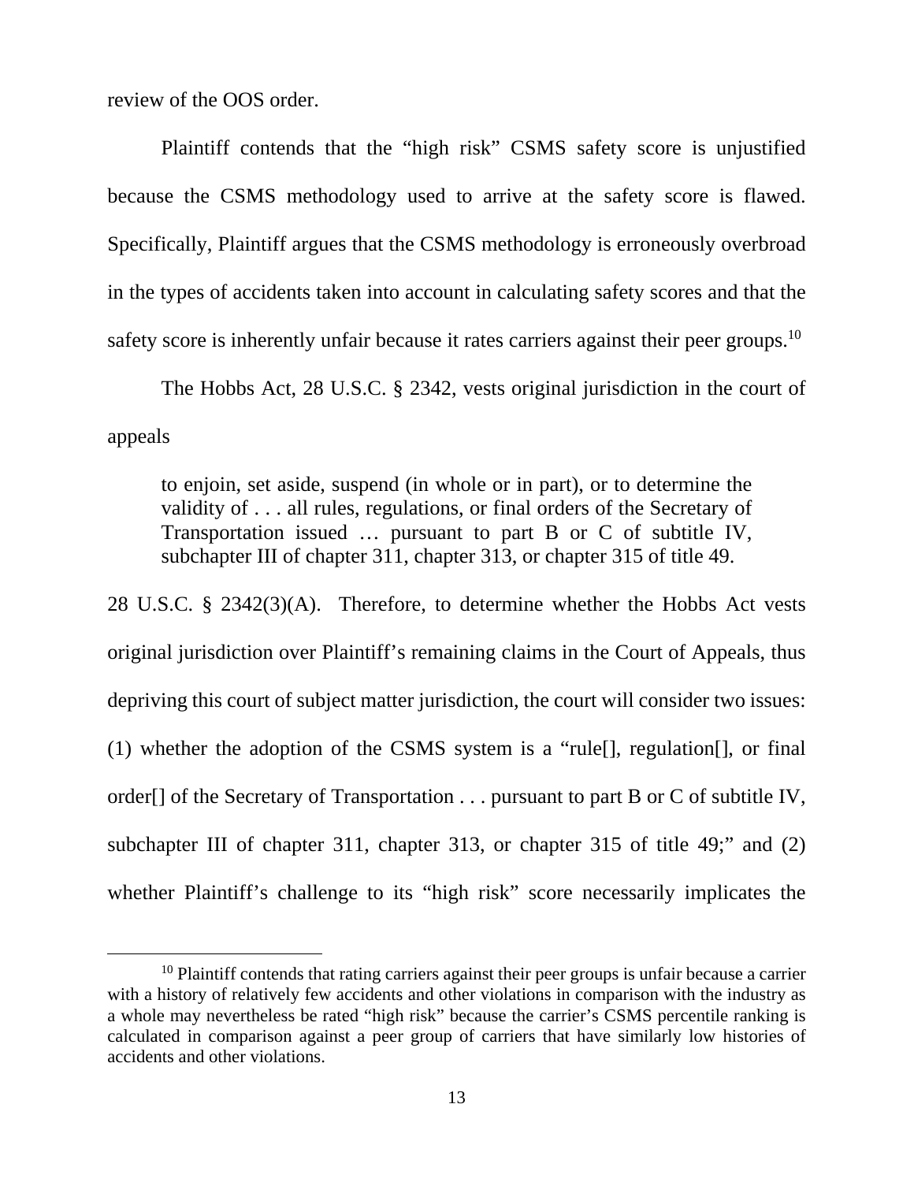review of the OOS order.

Plaintiff contends that the "high risk" CSMS safety score is unjustified because the CSMS methodology used to arrive at the safety score is flawed. Specifically, Plaintiff argues that the CSMS methodology is erroneously overbroad in the types of accidents taken into account in calculating safety scores and that the safety score is inherently unfair because it rates carriers against their peer groups.[10]

The Hobbs Act, 28 U.S.C. § 2342, vests original jurisdiction in the court of appeals

> to enjoin, set aside, suspend (in whole or in part), or to determine the validity of . . . all rules, regulations, or final orders of the Secretary of Transportation issued … pursuant to part B or C of subtitle IV, subchapter III of chapter 311, chapter 313, or chapter 315 of title 49.

28 U.S.C. § 2342(3)(A). Therefore, to determine whether the Hobbs Act vests original jurisdiction over Plaintiff's remaining claims in the Court of Appeals, thus depriving this court of subject matter jurisdiction, the court will consider two issues: (1) whether the adoption of the CSMS system is a "rule[], regulation[], or final order[] of the Secretary of Transportation . . . pursuant to part B or C of subtitle IV, subchapter III of chapter 311, chapter 313, or chapter 315 of title 49;" and (2) whether Plaintiff's challenge to its "high risk" score necessarily implicates the

[10] Plaintiff contends that rating carriers against their peer groups is unfair because a carrier with a history of relatively few accidents and other violations in comparison with the industry as a whole may nevertheless be rated "high risk" because the carrier's CSMS percentile ranking is calculated in comparison against a peer group of carriers that have similarly low histories of accidents and other violations.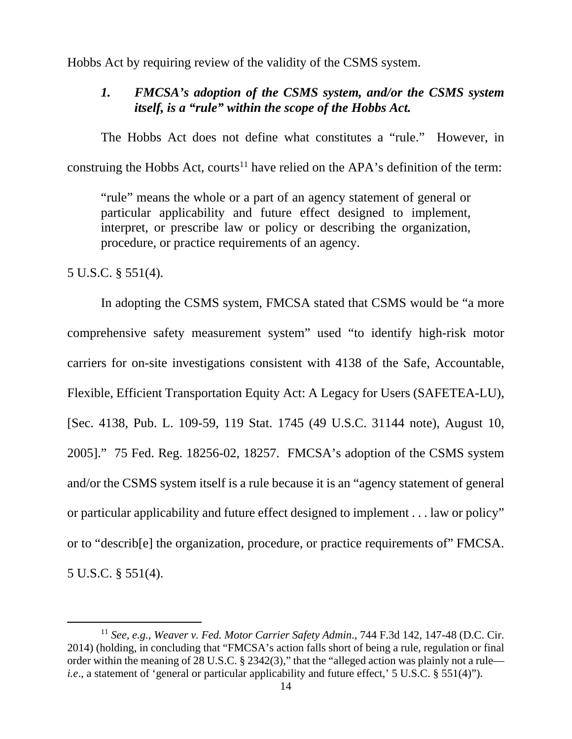Hobbs Act by requiring review of the validity of the CSMS system.

### *1. FMCSA's adoption of the CSMS system, and/or the CSMS system itself, is a "rule" within the scope of the Hobbs Act.*

The Hobbs Act does not define what constitutes a "rule." However, in construing the Hobbs Act, courts[11] have relied on the APA's definition of the term:

> "rule" means the whole or a part of an agency statement of general or particular applicability and future effect designed to implement, interpret, or prescribe law or policy or describing the organization, procedure, or practice requirements of an agency.

5 U.S.C. § 551(4).

In adopting the CSMS system, FMCSA stated that CSMS would be "a more comprehensive safety measurement system" used "to identify high-risk motor carriers for on-site investigations consistent with 4138 of the Safe, Accountable, Flexible, Efficient Transportation Equity Act: A Legacy for Users (SAFETEA-LU), [Sec. 4138, Pub. L. 109-59, 119 Stat. 1745 (49 U.S.C. 31144 note), August 10, 2005]." 75 Fed. Reg. 18256-02, 18257. FMCSA's adoption of the CSMS system and/or the CSMS system itself is a rule because it is an "agency statement of general or particular applicability and future effect designed to implement . . . law or policy" or to "describ[e] the organization, procedure, or practice requirements of" FMCSA. 5 U.S.C. § 551(4).

---

[11] *See, e.g., Weaver v. Fed. Motor Carrier Safety Admin*., 744 F.3d 142, 147-48 (D.C. Cir. 2014) (holding, in concluding that "FMCSA's action falls short of being a rule, regulation or final order within the meaning of 28 U.S.C. § 2342(3)," that the "alleged action was plainly not a rule—*i.e*., a statement of 'general or particular applicability and future effect,' 5 U.S.C. § 551(4)").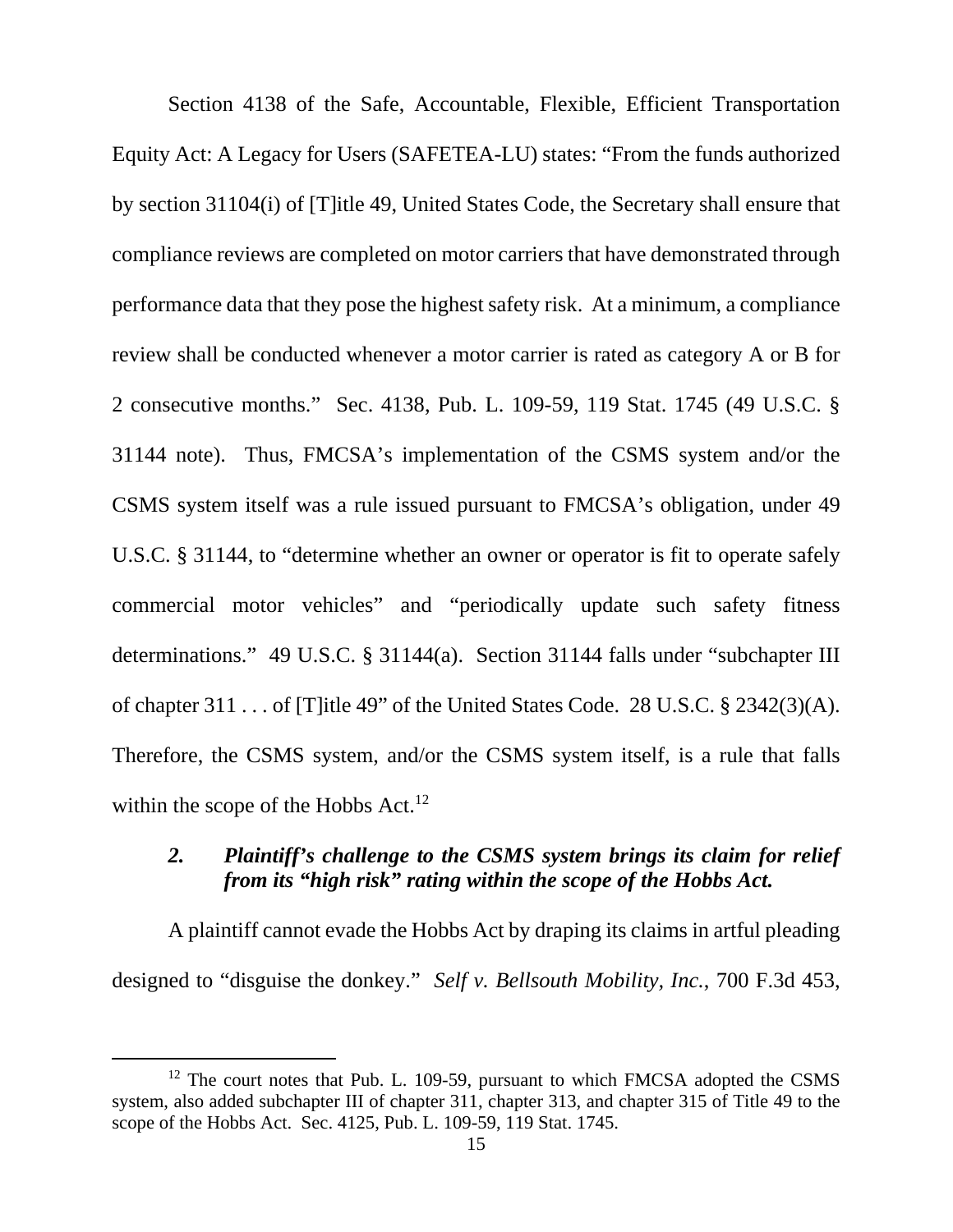Section 4138 of the Safe, Accountable, Flexible, Efficient Transportation Equity Act: A Legacy for Users (SAFETEA-LU) states: "From the funds authorized by section 31104(i) of [T]itle 49, United States Code, the Secretary shall ensure that compliance reviews are completed on motor carriers that have demonstrated through performance data that they pose the highest safety risk. At a minimum, a compliance review shall be conducted whenever a motor carrier is rated as category A or B for 2 consecutive months." Sec. 4138, Pub. L. 109-59, 119 Stat. 1745 (49 U.S.C. § 31144 note). Thus, FMCSA's implementation of the CSMS system and/or the CSMS system itself was a rule issued pursuant to FMCSA's obligation, under 49 U.S.C. § 31144, to "determine whether an owner or operator is fit to operate safely commercial motor vehicles" and "periodically update such safety fitness determinations." 49 U.S.C. § 31144(a). Section 31144 falls under "subchapter III of chapter 311 . . . of [T]itle 49" of the United States Code. 28 U.S.C. § 2342(3)(A). Therefore, the CSMS system, and/or the CSMS system itself, is a rule that falls within the scope of the Hobbs Act.[12]

### *2. Plaintiff's challenge to the CSMS system brings its claim for relief from its "high risk" rating within the scope of the Hobbs Act.*

A plaintiff cannot evade the Hobbs Act by draping its claims in artful pleading designed to "disguise the donkey." *Self v. Bellsouth Mobility, Inc.*, 700 F.3d 453,

---

[12] The court notes that Pub. L. 109-59, pursuant to which FMCSA adopted the CSMS system, also added subchapter III of chapter 311, chapter 313, and chapter 315 of Title 49 to the scope of the Hobbs Act. Sec. 4125, Pub. L. 109-59, 119 Stat. 1745.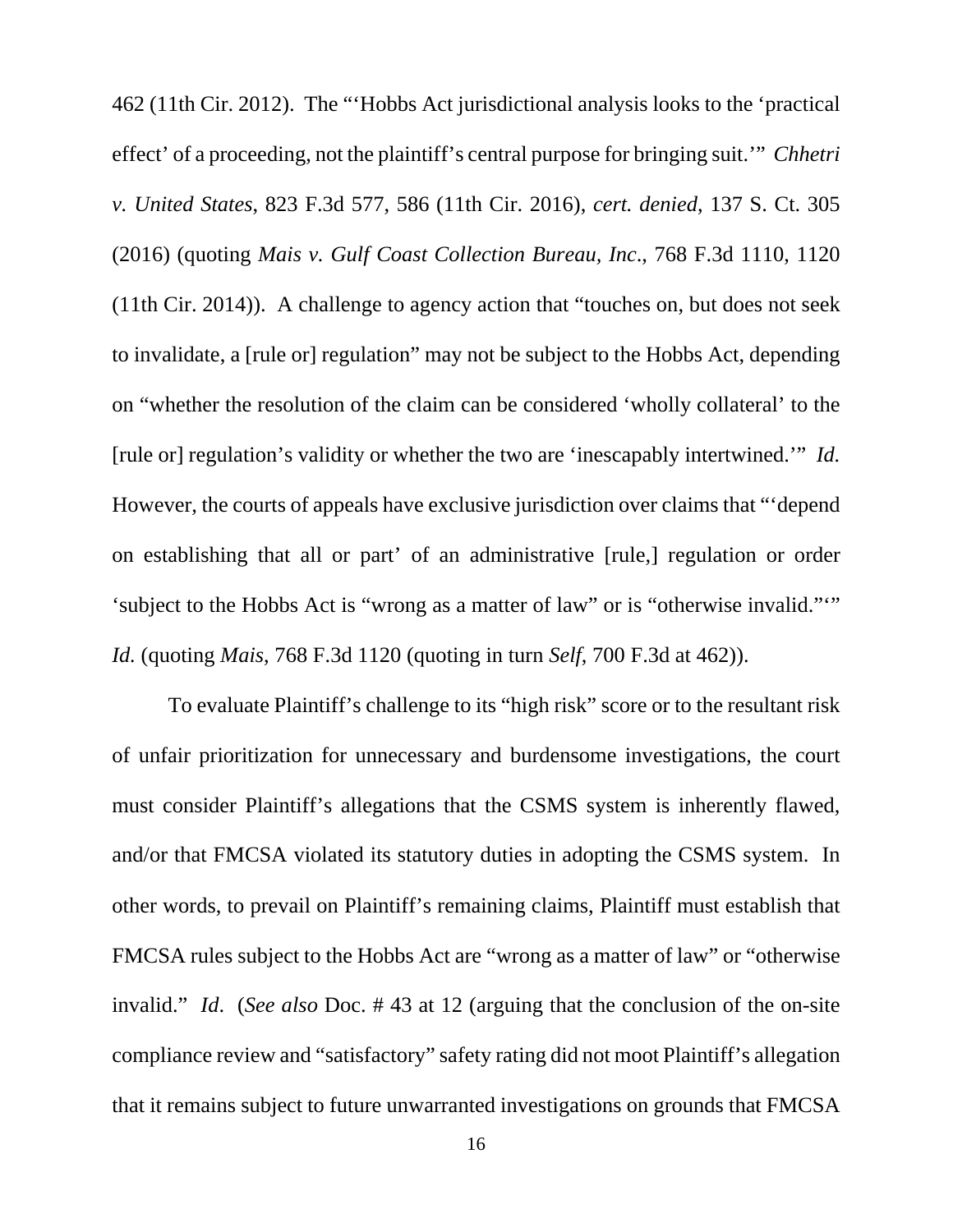462 (11th Cir. 2012). The "'Hobbs Act jurisdictional analysis looks to the 'practical effect' of a proceeding, not the plaintiff's central purpose for bringing suit.'" *Chhetri v. United States*, 823 F.3d 577, 586 (11th Cir. 2016), *cert. denied*, 137 S. Ct. 305 (2016) (quoting *Mais v. Gulf Coast Collection Bureau, Inc*., 768 F.3d 1110, 1120 (11th Cir. 2014)). A challenge to agency action that "touches on, but does not seek to invalidate, a [rule or] regulation" may not be subject to the Hobbs Act, depending on "whether the resolution of the claim can be considered 'wholly collateral' to the [rule or] regulation's validity or whether the two are 'inescapably intertwined.'" *Id.* However, the courts of appeals have exclusive jurisdiction over claims that "'depend on establishing that all or part' of an administrative [rule,] regulation or order 'subject to the Hobbs Act is "wrong as a matter of law" or is "otherwise invalid."'" *Id.* (quoting *Mais*, 768 F.3d 1120 (quoting in turn *Self*, 700 F.3d at 462)).

To evaluate Plaintiff's challenge to its "high risk" score or to the resultant risk of unfair prioritization for unnecessary and burdensome investigations, the court must consider Plaintiff's allegations that the CSMS system is inherently flawed, and/or that FMCSA violated its statutory duties in adopting the CSMS system. In other words, to prevail on Plaintiff's remaining claims, Plaintiff must establish that FMCSA rules subject to the Hobbs Act are "wrong as a matter of law" or "otherwise invalid." *Id*. (*See also* Doc. # 43 at 12 (arguing that the conclusion of the on-site compliance review and "satisfactory" safety rating did not moot Plaintiff's allegation that it remains subject to future unwarranted investigations on grounds that FMCSA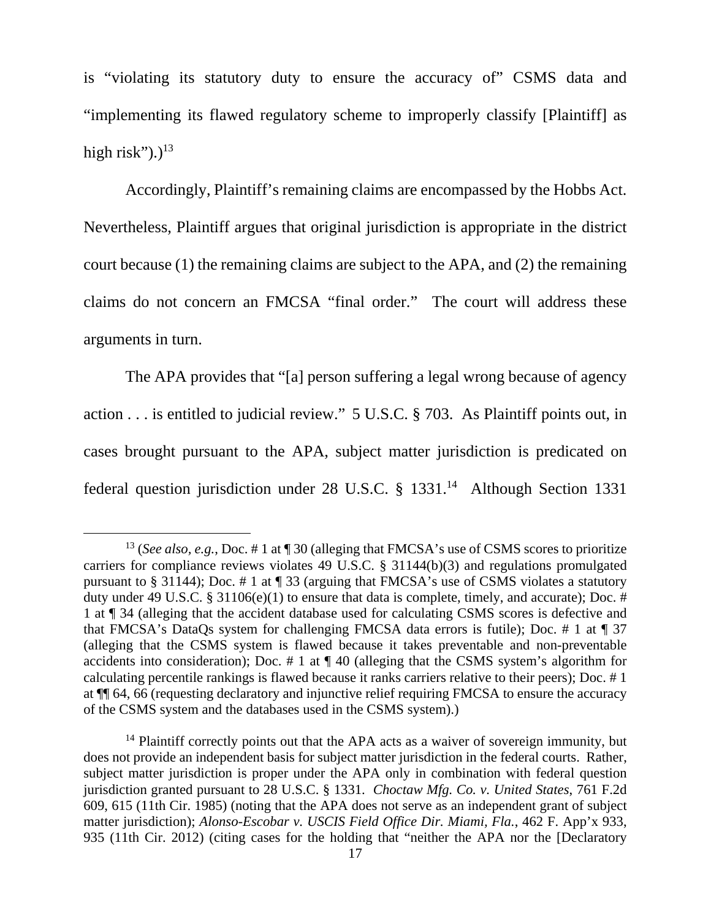is "violating its statutory duty to ensure the accuracy of" CSMS data and "implementing its flawed regulatory scheme to improperly classify [Plaintiff] as high risk").)[13]

Accordingly, Plaintiff's remaining claims are encompassed by the Hobbs Act. Nevertheless, Plaintiff argues that original jurisdiction is appropriate in the district court because (1) the remaining claims are subject to the APA, and (2) the remaining claims do not concern an FMCSA "final order." The court will address these arguments in turn.

The APA provides that "[a] person suffering a legal wrong because of agency action . . . is entitled to judicial review." 5 U.S.C. § 703. As Plaintiff points out, in cases brought pursuant to the APA, subject matter jurisdiction is predicated on federal question jurisdiction under 28 U.S.C. § 1331.[14] Although Section 1331

---

[13] (*See also, e.g.*, Doc. # 1 at ¶ 30 (alleging that FMCSA's use of CSMS scores to prioritize carriers for compliance reviews violates 49 U.S.C. § 31144(b)(3) and regulations promulgated pursuant to § 31144); Doc. # 1 at ¶ 33 (arguing that FMCSA's use of CSMS violates a statutory duty under 49 U.S.C. § 31106(e)(1) to ensure that data is complete, timely, and accurate); Doc. # 1 at ¶ 34 (alleging that the accident database used for calculating CSMS scores is defective and that FMCSA's DataQs system for challenging FMCSA data errors is futile); Doc. # 1 at ¶ 37 (alleging that the CSMS system is flawed because it takes preventable and non-preventable accidents into consideration); Doc. # 1 at ¶ 40 (alleging that the CSMS system's algorithm for calculating percentile rankings is flawed because it ranks carriers relative to their peers); Doc. # 1 at ¶¶ 64, 66 (requesting declaratory and injunctive relief requiring FMCSA to ensure the accuracy of the CSMS system and the databases used in the CSMS system).)

[14] Plaintiff correctly points out that the APA acts as a waiver of sovereign immunity, but does not provide an independent basis for subject matter jurisdiction in the federal courts. Rather, subject matter jurisdiction is proper under the APA only in combination with federal question jurisdiction granted pursuant to 28 U.S.C. § 1331. *Choctaw Mfg. Co. v. United States*, 761 F.2d 609, 615 (11th Cir. 1985) (noting that the APA does not serve as an independent grant of subject matter jurisdiction); *Alonso-Escobar v. USCIS Field Office Dir. Miami, Fla.*, 462 F. App'x 933, 935 (11th Cir. 2012) (citing cases for the holding that "neither the APA nor the [Declaratory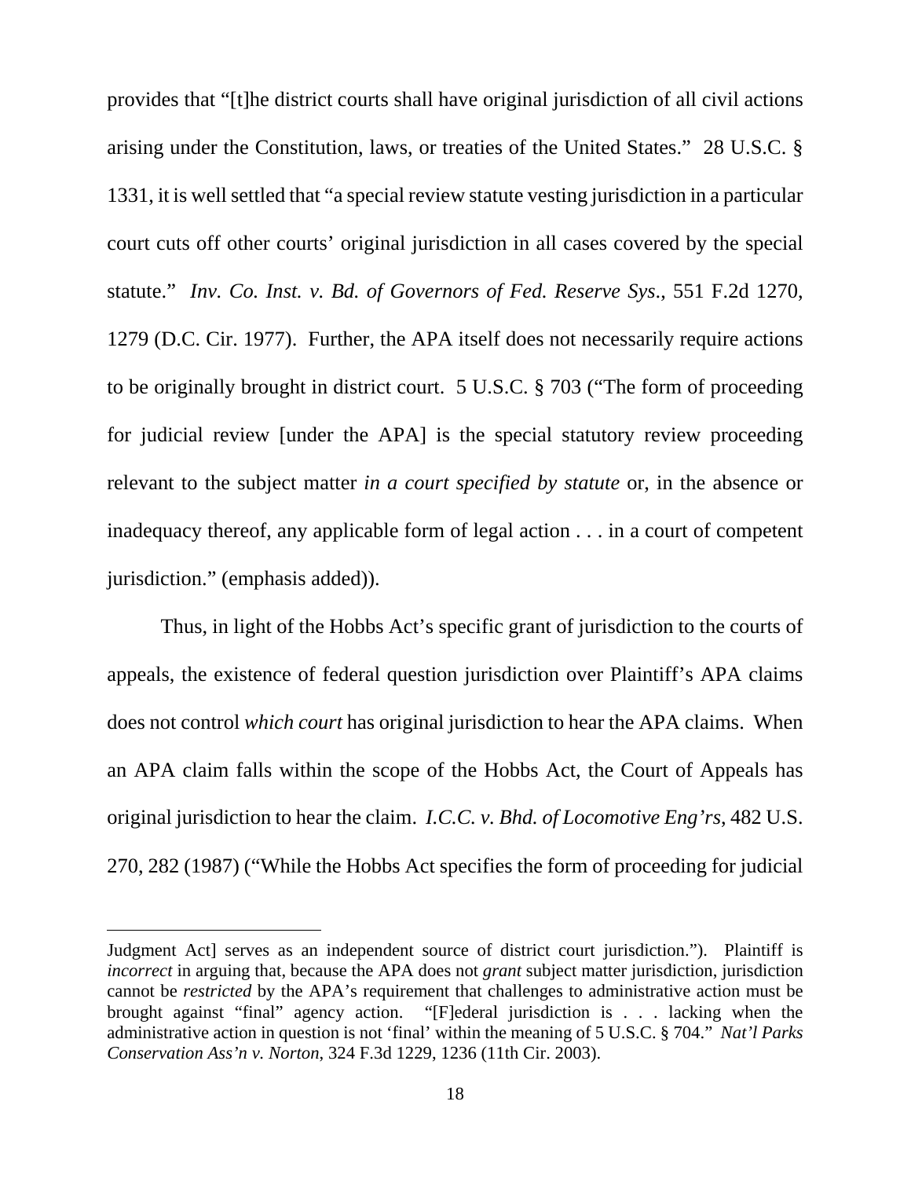provides that "[t]he district courts shall have original jurisdiction of all civil actions arising under the Constitution, laws, or treaties of the United States." 28 U.S.C. § 1331, it is well settled that "a special review statute vesting jurisdiction in a particular court cuts off other courts' original jurisdiction in all cases covered by the special statute." *Inv. Co. Inst. v. Bd. of Governors of Fed. Reserve Sys.*, 551 F.2d 1270, 1279 (D.C. Cir. 1977). Further, the APA itself does not necessarily require actions to be originally brought in district court. 5 U.S.C. § 703 ("The form of proceeding for judicial review [under the APA] is the special statutory review proceeding relevant to the subject matter *in a court specified by statute* or, in the absence or inadequacy thereof, any applicable form of legal action . . . in a court of competent jurisdiction." (emphasis added)).

Thus, in light of the Hobbs Act's specific grant of jurisdiction to the courts of appeals, the existence of federal question jurisdiction over Plaintiff's APA claims does not control *which court* has original jurisdiction to hear the APA claims. When an APA claim falls within the scope of the Hobbs Act, the Court of Appeals has original jurisdiction to hear the claim. *I.C.C. v. Bhd. of Locomotive Eng'rs*, 482 U.S. 270, 282 (1987) ("While the Hobbs Act specifies the form of proceeding for judicial

---

Judgment Act] serves as an independent source of district court jurisdiction."). Plaintiff is *incorrect* in arguing that, because the APA does not *grant* subject matter jurisdiction, jurisdiction cannot be *restricted* by the APA's requirement that challenges to administrative action must be brought against "final" agency action. "[F]ederal jurisdiction is . . . lacking when the administrative action in question is not 'final' within the meaning of 5 U.S.C. § 704." *Nat'l Parks Conservation Ass'n v. Norton*, 324 F.3d 1229, 1236 (11th Cir. 2003).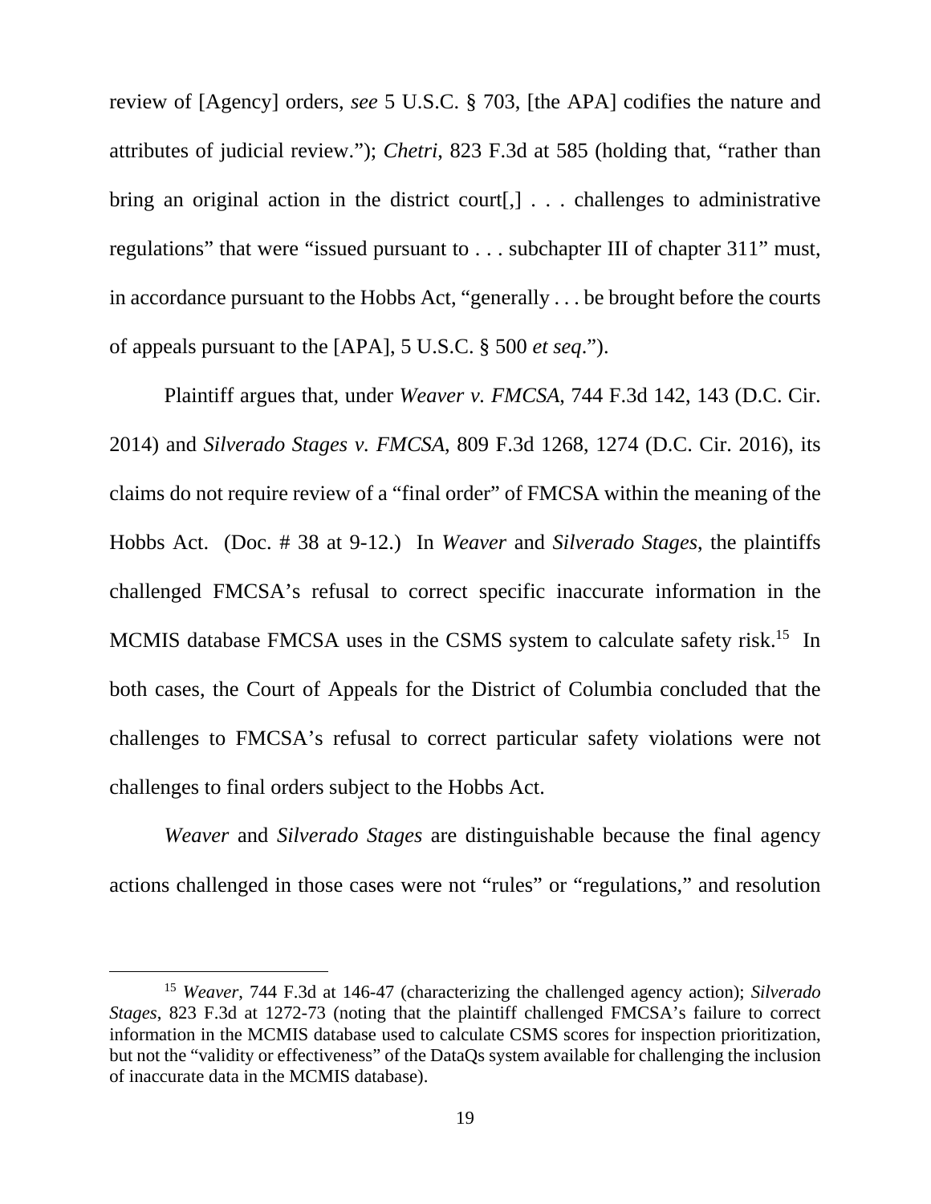review of [Agency] orders, *see* 5 U.S.C. § 703, [the APA] codifies the nature and attributes of judicial review."); *Chetri*, 823 F.3d at 585 (holding that, "rather than bring an original action in the district court[,] . . . challenges to administrative regulations" that were "issued pursuant to . . . subchapter III of chapter 311" must, in accordance pursuant to the Hobbs Act, "generally . . . be brought before the courts of appeals pursuant to the [APA], 5 U.S.C. § 500 *et seq*.").

Plaintiff argues that, under *Weaver v. FMCSA*, 744 F.3d 142, 143 (D.C. Cir. 2014) and *Silverado Stages v. FMCSA*, 809 F.3d 1268, 1274 (D.C. Cir. 2016), its claims do not require review of a "final order" of FMCSA within the meaning of the Hobbs Act. (Doc. # 38 at 9-12.) In *Weaver* and *Silverado Stages*, the plaintiffs challenged FMCSA's refusal to correct specific inaccurate information in the MCMIS database FMCSA uses in the CSMS system to calculate safety risk.[15] In both cases, the Court of Appeals for the District of Columbia concluded that the challenges to FMCSA's refusal to correct particular safety violations were not challenges to final orders subject to the Hobbs Act.

*Weaver* and *Silverado Stages* are distinguishable because the final agency actions challenged in those cases were not "rules" or "regulations," and resolution

[15] *Weaver*, 744 F.3d at 146-47 (characterizing the challenged agency action); *Silverado Stages*, 823 F.3d at 1272-73 (noting that the plaintiff challenged FMCSA's failure to correct information in the MCMIS database used to calculate CSMS scores for inspection prioritization, but not the "validity or effectiveness" of the DataQs system available for challenging the inclusion of inaccurate data in the MCMIS database).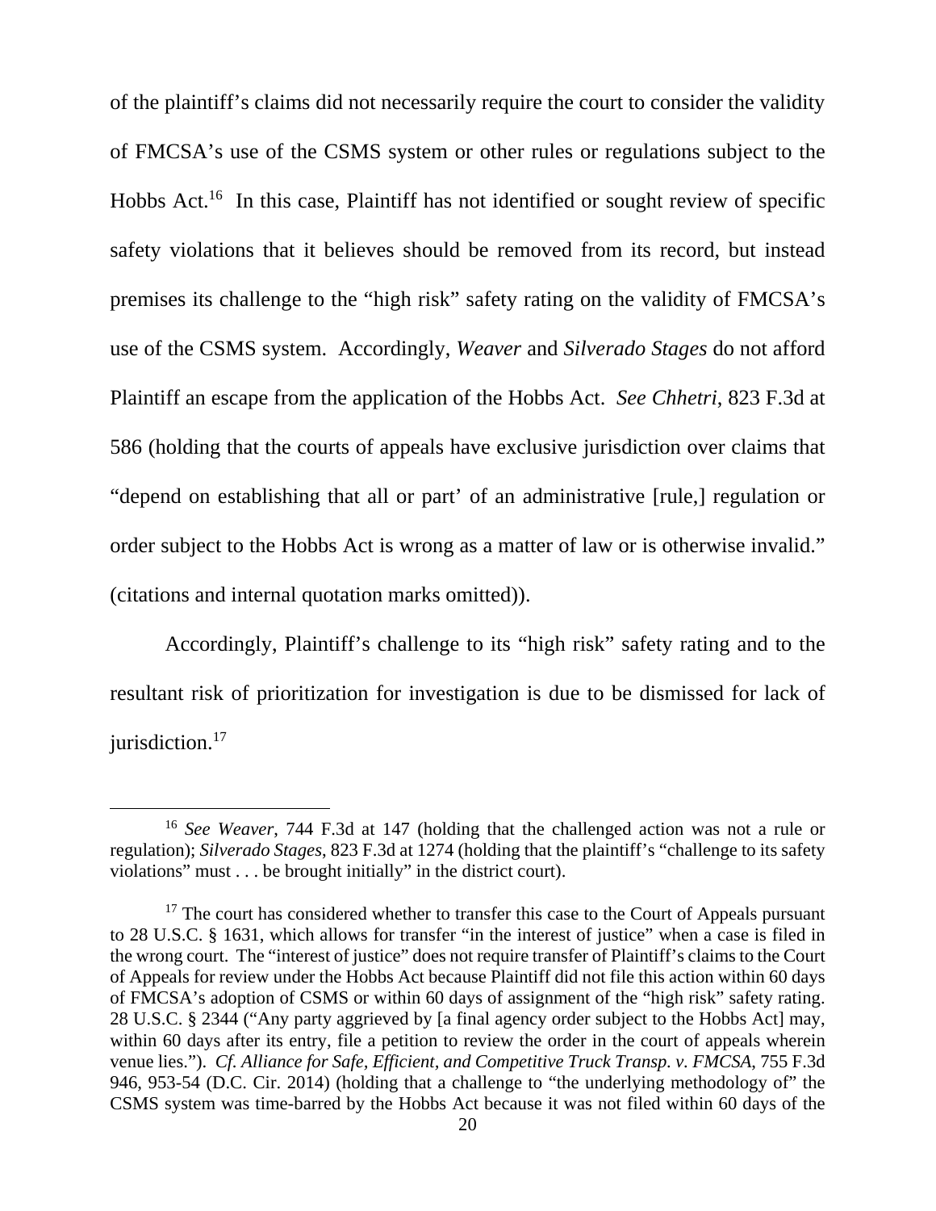of the plaintiff's claims did not necessarily require the court to consider the validity of FMCSA's use of the CSMS system or other rules or regulations subject to the Hobbs Act.[16] In this case, Plaintiff has not identified or sought review of specific safety violations that it believes should be removed from its record, but instead premises its challenge to the "high risk" safety rating on the validity of FMCSA's use of the CSMS system. Accordingly, *Weaver* and *Silverado Stages* do not afford Plaintiff an escape from the application of the Hobbs Act. *See Chhetri*, 823 F.3d at 586 (holding that the courts of appeals have exclusive jurisdiction over claims that "depend on establishing that all or part' of an administrative [rule,] regulation or order subject to the Hobbs Act is wrong as a matter of law or is otherwise invalid." (citations and internal quotation marks omitted)).

Accordingly, Plaintiff's challenge to its "high risk" safety rating and to the resultant risk of prioritization for investigation is due to be dismissed for lack of jurisdiction.[17]

---

[16] *See Weaver*, 744 F.3d at 147 (holding that the challenged action was not a rule or regulation); *Silverado Stages*, 823 F.3d at 1274 (holding that the plaintiff's "challenge to its safety violations" must . . . be brought initially" in the district court).

[17] The court has considered whether to transfer this case to the Court of Appeals pursuant to 28 U.S.C. § 1631, which allows for transfer "in the interest of justice" when a case is filed in the wrong court. The "interest of justice" does not require transfer of Plaintiff's claims to the Court of Appeals for review under the Hobbs Act because Plaintiff did not file this action within 60 days of FMCSA's adoption of CSMS or within 60 days of assignment of the "high risk" safety rating. 28 U.S.C. § 2344 ("Any party aggrieved by [a final agency order subject to the Hobbs Act] may, within 60 days after its entry, file a petition to review the order in the court of appeals wherein venue lies."). *Cf. Alliance for Safe, Efficient, and Competitive Truck Transp. v. FMCSA*, 755 F.3d 946, 953-54 (D.C. Cir. 2014) (holding that a challenge to "the underlying methodology of" the CSMS system was time-barred by the Hobbs Act because it was not filed within 60 days of the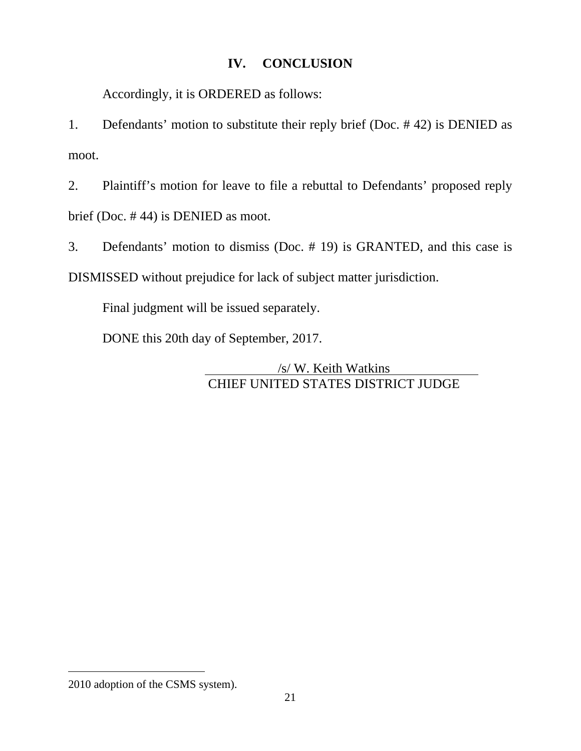## IV. CONCLUSION

Accordingly, it is ORDERED as follows:

1. Defendants' motion to substitute their reply brief (Doc. # 42) is DENIED as moot.

2. Plaintiff's motion for leave to file a rebuttal to Defendants' proposed reply brief (Doc. # 44) is DENIED as moot.

3. Defendants' motion to dismiss (Doc. # 19) is GRANTED, and this case is DISMISSED without prejudice for lack of subject matter jurisdiction.

Final judgment will be issued separately.

DONE this 20th day of September, 2017.

/s/ W. Keith Watkins
CHIEF UNITED STATES DISTRICT JUDGE

---

2010 adoption of the CSMS system).